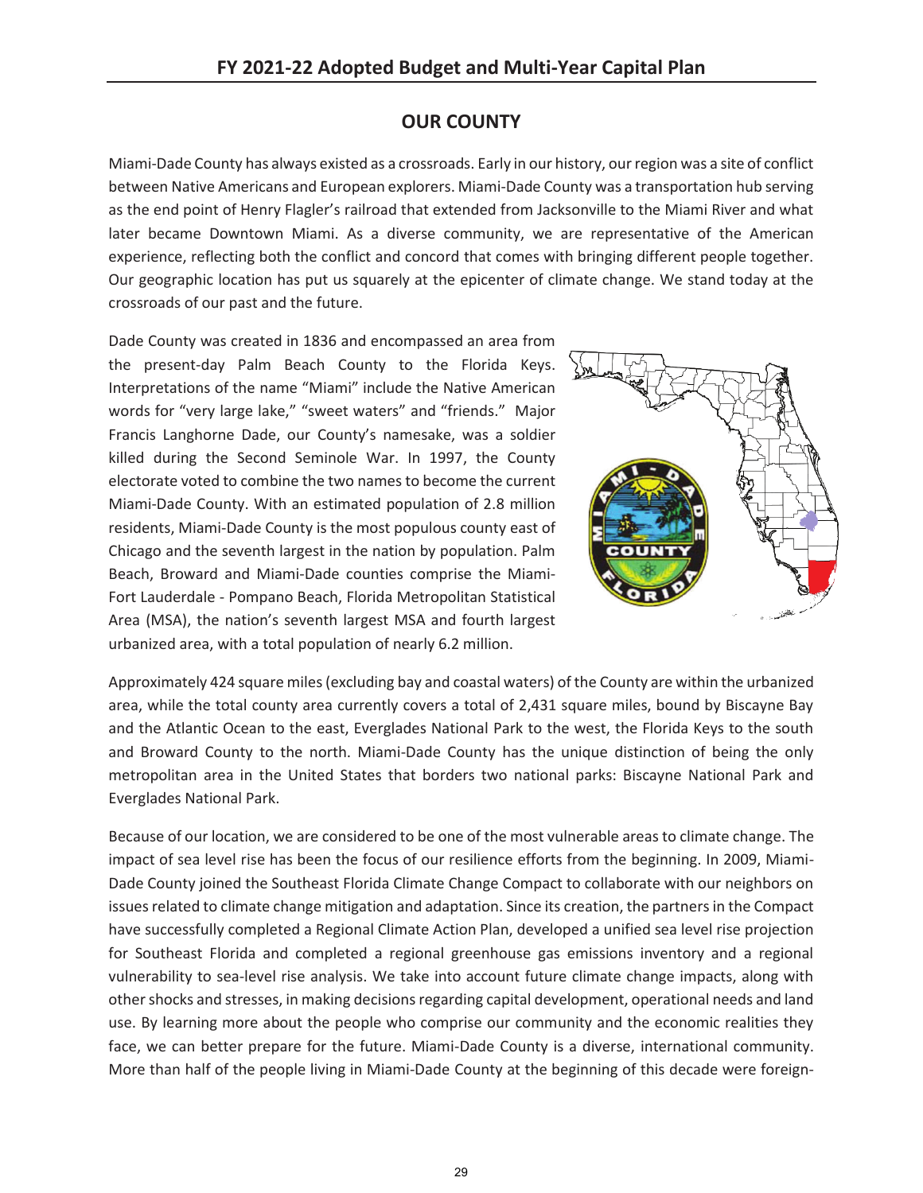## OUR COUNTY

Miami-Dade County has always existed as a crossroads. Early in our history, our region was a site of conflict between Native Americans and European explorers. Miami-Dade County was a transportation hub serving as the end point of Henry Flagler's railroad that extended from Jacksonville to the Miami River and what later became Downtown Miami. As a diverse community, we are representative of the American experience, reflecting both the conflict and concord that comes with bringing different people together. Our geographic location has put us squarely at the epicenter of climate change. We stand today at the crossroads of our past and the future.

Dade County was created in 1836 and encompassed an area from the present-day Palm Beach County to the Florida Keys. Interpretations of the name "Miami" include the Native American words for "very large lake," "sweet waters" and "friends." Major Francis Langhorne Dade, our County's namesake, was a soldier killed during the Second Seminole War. In 1997, the County electorate voted to combine the two names to become the current Miami-Dade County. With an estimated population of 2.8 million residents, Miami-Dade County is the most populous county east of Chicago and the seventh largest in the nation by population. Palm Beach, Broward and Miami-Dade counties comprise the Miami-Fort Lauderdale - Pompano Beach, Florida Metropolitan Statistical Area (MSA), the nation's seventh largest MSA and fourth largest urbanized area, with a total population of nearly 6.2 million.

Approximately 424 square miles (excluding bay and coastal waters) of the County are within the urbanized area, while the total county area currently covers a total of 2,431 square miles, bound by Biscayne Bay and the Atlantic Ocean to the east, Everglades National Park to the west, the Florida Keys to the south and Broward County to the north. Miami-Dade County has the unique distinction of being the only metropolitan area in the United States that borders two national parks: Biscayne National Park and Everglades National Park.

Because of our location, we are considered to be one of the most vulnerable areas to climate change. The impact of sea level rise has been the focus of our resilience efforts from the beginning. In 2009, Miami-Dade County joined the Southeast Florida Climate Change Compact to collaborate with our neighbors on issues related to climate change mitigation and adaptation. Since its creation, the partners in the Compact have successfully completed a Regional Climate Action Plan, developed a unified sea level rise projection for Southeast Florida and completed a regional greenhouse gas emissions inventory and a regional vulnerability to sea-level rise analysis. We take into account future climate change impacts, along with other shocks and stresses, in making decisions regarding capital development, operational needs and land use. By learning more about the people who comprise our community and the economic realities they face, we can better prepare for the future. Miami-Dade County is a diverse, international community. More than half of the people living in Miami-Dade County at the beginning of this decade were foreign-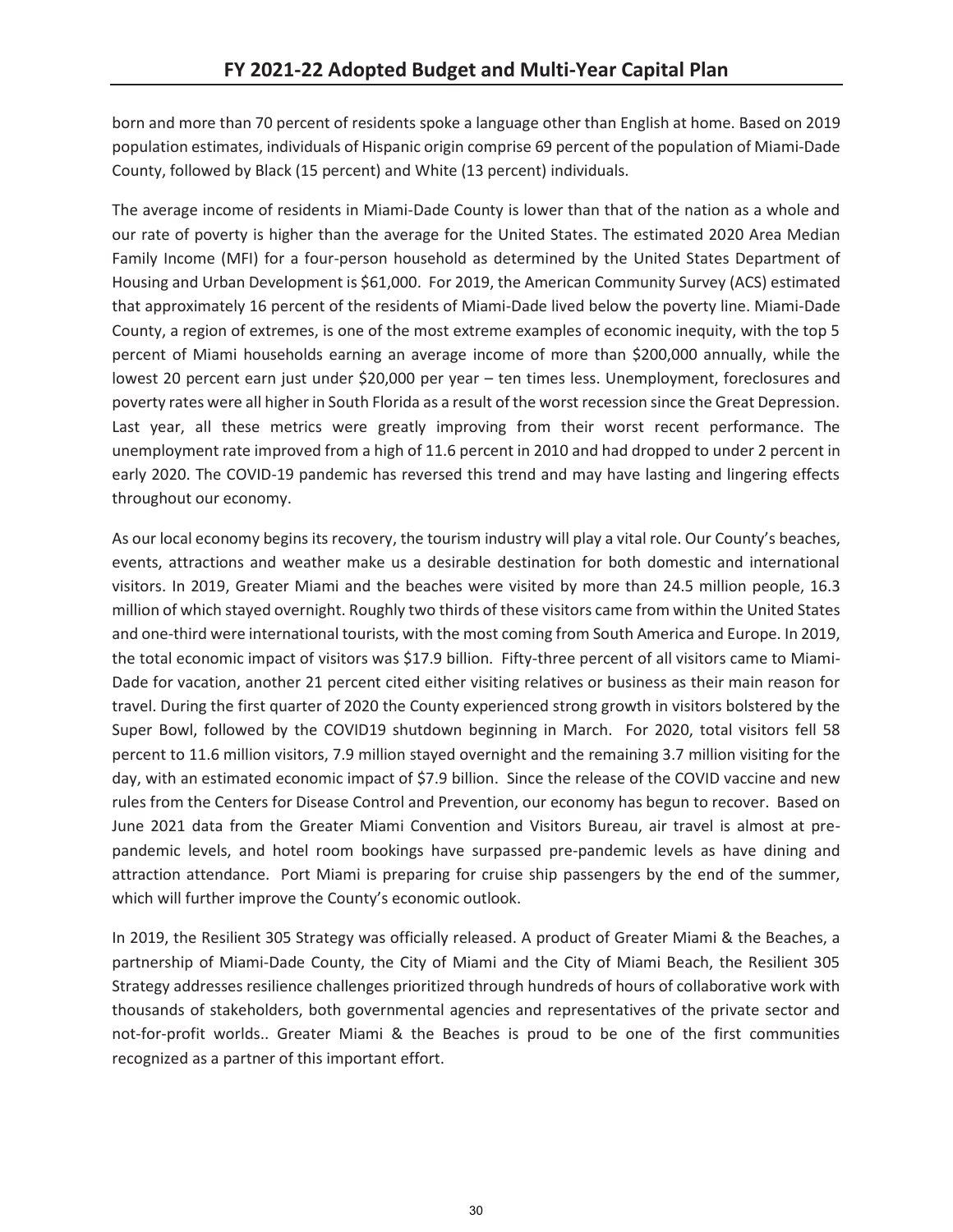born and more than 70 percent of residents spoke a language other than English at home. Based on 2019 population estimates, individuals of Hispanic origin comprise 69 percent of the population of Miami-Dade County, followed by Black (15 percent) and White (13 percent) individuals.

The average income of residents in Miami-Dade County is lower than that of the nation as a whole and our rate of poverty is higher than the average for the United States. The estimated 2020 Area Median Family Income (MFI) for a four-person household as determined by the United States Department of Housing and Urban Development is $61,000. For 2019, the American Community Survey (ACS) estimated that approximately 16 percent of the residents of Miami-Dade lived below the poverty line. Miami-Dade County, a region of extremes, is one of the most extreme examples of economic inequity, with the top 5 percent of Miami households earning an average income of more than $200,000 annually, while the lowest 20 percent earn just under $20,000 per year – ten times less. Unemployment, foreclosures and poverty rates were all higher in South Florida as a result of the worst recession since the Great Depression. Last year, all these metrics were greatly improving from their worst recent performance. The unemployment rate improved from a high of 11.6 percent in 2010 and had dropped to under 2 percent in early 2020. The COVID-19 pandemic has reversed this trend and may have lasting and lingering effects throughout our economy.

As our local economy begins its recovery, the tourism industry will play a vital role. Our County's beaches, events, attractions and weather make us a desirable destination for both domestic and international visitors. In 2019, Greater Miami and the beaches were visited by more than 24.5 million people, 16.3 million of which stayed overnight. Roughly two thirds of these visitors came from within the United States and one-third were international tourists, with the most coming from South America and Europe. In 2019, the total economic impact of visitors was $17.9 billion. Fifty-three percent of all visitors came to Miami-Dade for vacation, another 21 percent cited either visiting relatives or business as their main reason for travel. During the first quarter of 2020 the County experienced strong growth in visitors bolstered by the Super Bowl, followed by the COVID19 shutdown beginning in March. For 2020, total visitors fell 58 percent to 11.6 million visitors, 7.9 million stayed overnight and the remaining 3.7 million visiting for the day, with an estimated economic impact of $7.9 billion. Since the release of the COVID vaccine and new rules from the Centers for Disease Control and Prevention, our economy has begun to recover. Based on June 2021 data from the Greater Miami Convention and Visitors Bureau, air travel is almost at pre-pandemic levels, and hotel room bookings have surpassed pre-pandemic levels as have dining and attraction attendance. Port Miami is preparing for cruise ship passengers by the end of the summer, which will further improve the County's economic outlook.

In 2019, the Resilient 305 Strategy was officially released. A product of Greater Miami & the Beaches, a partnership of Miami-Dade County, the City of Miami and the City of Miami Beach, the Resilient 305 Strategy addresses resilience challenges prioritized through hundreds of hours of collaborative work with thousands of stakeholders, both governmental agencies and representatives of the private sector and not-for-profit worlds.. Greater Miami & the Beaches is proud to be one of the first communities recognized as a partner of this important effort.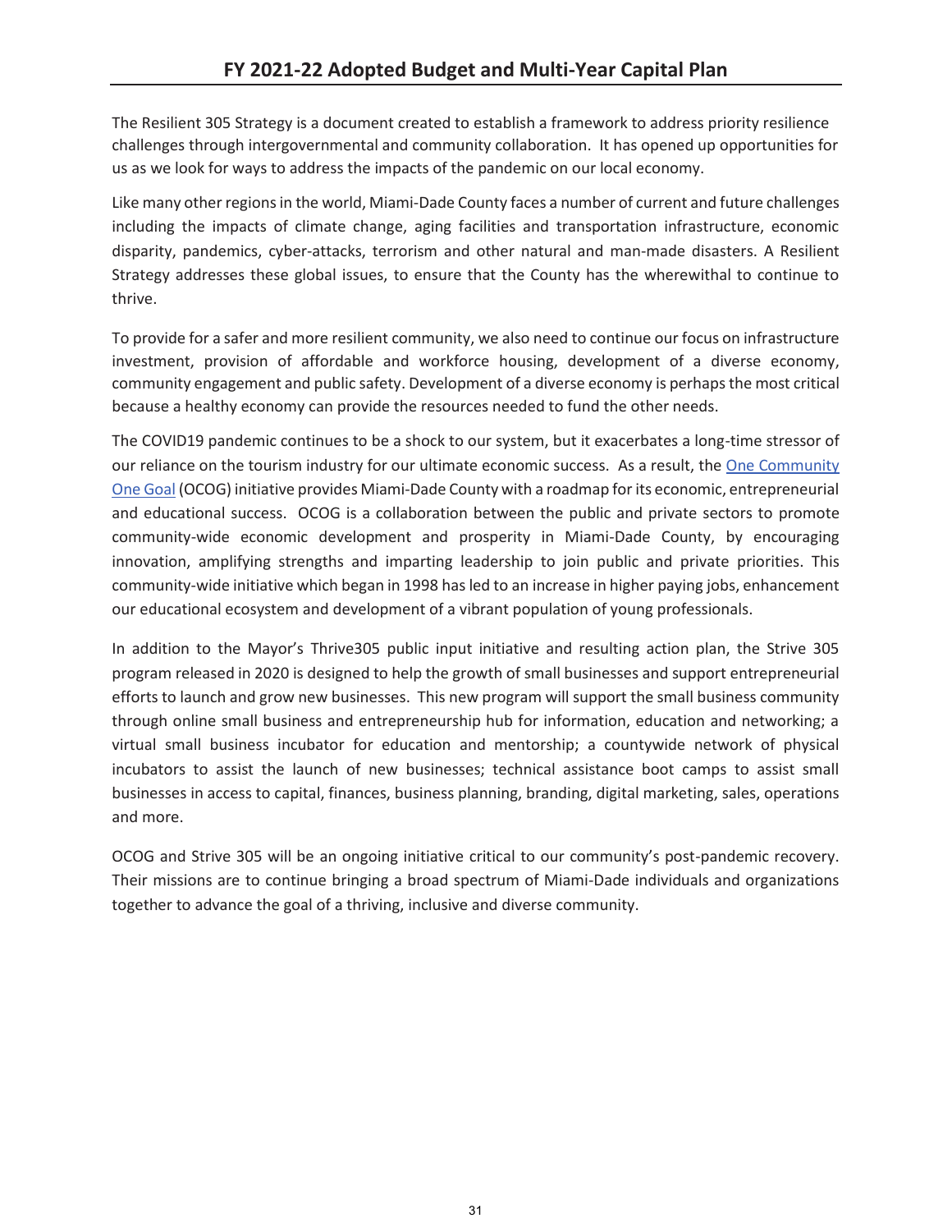The Resilient 305 Strategy is a document created to establish a framework to address priority resilience challenges through intergovernmental and community collaboration. It has opened up opportunities for us as we look for ways to address the impacts of the pandemic on our local economy.

Like many other regions in the world, Miami-Dade County faces a number of current and future challenges including the impacts of climate change, aging facilities and transportation infrastructure, economic disparity, pandemics, cyber-attacks, terrorism and other natural and man-made disasters. A Resilient Strategy addresses these global issues, to ensure that the County has the wherewithal to continue to thrive.

To provide for a safer and more resilient community, we also need to continue our focus on infrastructure investment, provision of affordable and workforce housing, development of a diverse economy, community engagement and public safety. Development of a diverse economy is perhaps the most critical because a healthy economy can provide the resources needed to fund the other needs.

The COVID19 pandemic continues to be a shock to our system, but it exacerbates a long-time stressor of our reliance on the tourism industry for our ultimate economic success. As a result, the One Community One Goal (OCOG) initiative provides Miami-Dade County with a roadmap for its economic, entrepreneurial and educational success. OCOG is a collaboration between the public and private sectors to promote community-wide economic development and prosperity in Miami-Dade County, by encouraging innovation, amplifying strengths and imparting leadership to join public and private priorities. This community-wide initiative which began in 1998 has led to an increase in higher paying jobs, enhancement our educational ecosystem and development of a vibrant population of young professionals.

In addition to the Mayor's Thrive305 public input initiative and resulting action plan, the Strive 305 program released in 2020 is designed to help the growth of small businesses and support entrepreneurial efforts to launch and grow new businesses. This new program will support the small business community through online small business and entrepreneurship hub for information, education and networking; a virtual small business incubator for education and mentorship; a countywide network of physical incubators to assist the launch of new businesses; technical assistance boot camps to assist small businesses in access to capital, finances, business planning, branding, digital marketing, sales, operations and more.

OCOG and Strive 305 will be an ongoing initiative critical to our community's post-pandemic recovery. Their missions are to continue bringing a broad spectrum of Miami-Dade individuals and organizations together to advance the goal of a thriving, inclusive and diverse community.